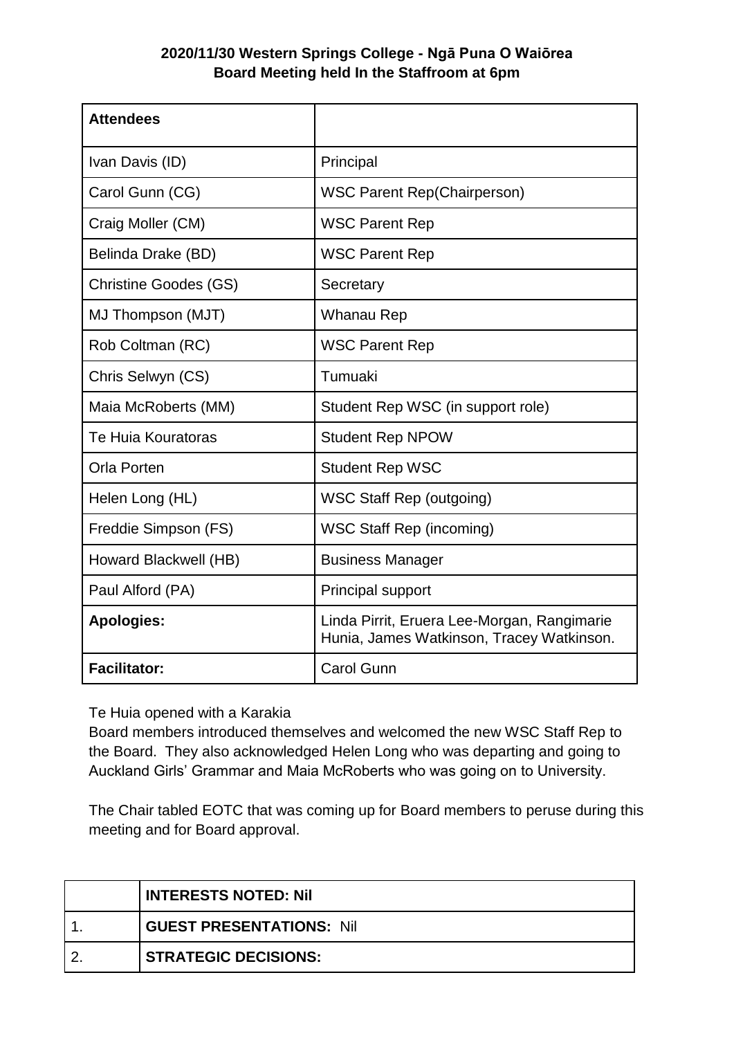**2020/11/30 Western Springs College - Ngā Puna O Waiōrea**
**Board Meeting held In the Staffroom at 6pm**

| **Attendees** | |
|---|---|
| Ivan Davis (ID) | Principal |
| Carol Gunn (CG) | WSC Parent Rep(Chairperson) |
| Craig Moller (CM) | WSC Parent Rep |
| Belinda Drake (BD) | WSC Parent Rep |
| Christine Goodes (GS) | Secretary |
| MJ Thompson (MJT) | Whanau Rep |
| Rob Coltman (RC) | WSC Parent Rep |
| Chris Selwyn (CS) | Tumuaki |
| Maia McRoberts (MM) | Student Rep WSC (in support role) |
| Te Huia Kouratoras | Student Rep NPOW |
| Orla Porten | Student Rep WSC |
| Helen Long (HL) | WSC Staff Rep (outgoing) |
| Freddie Simpson (FS) | WSC Staff Rep (incoming) |
| Howard Blackwell (HB) | Business Manager |
| Paul Alford (PA) | Principal support |
| **Apologies:** | Linda Pirrit, Eruera Lee-Morgan, Rangimarie Hunia, James Watkinson, Tracey Watkinson. |
| **Facilitator:** | Carol Gunn |

Te Huia opened with a Karakia
Board members introduced themselves and welcomed the new WSC Staff Rep to the Board. They also acknowledged Helen Long who was departing and going to Auckland Girls' Grammar and Maia McRoberts who was going on to University.

The Chair tabled EOTC that was coming up for Board members to peruse during this meeting and for Board approval.

| | **INTERESTS NOTED: Nil** |
|---|---|
| 1. | **GUEST PRESENTATIONS:** Nil |
| 2. | **STRATEGIC DECISIONS:** |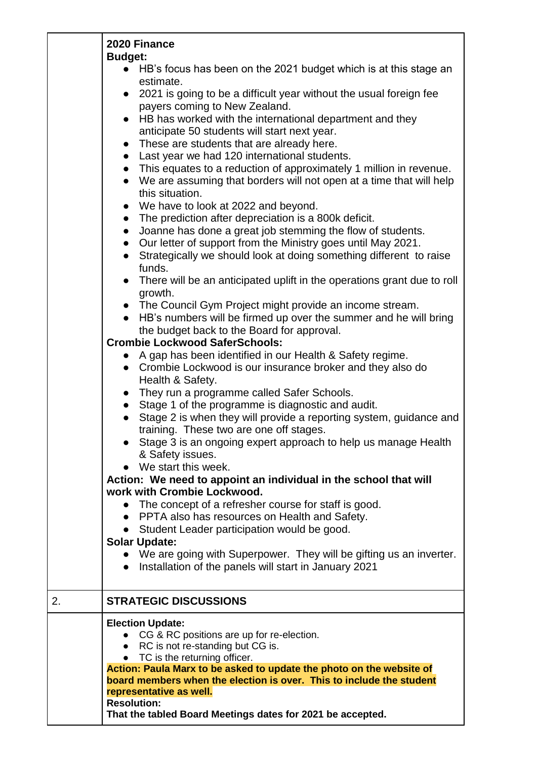| | **2020 Finance**<br>**Budget:**<br>• HB's focus has been on the 2021 budget which is at this stage an estimate.<br>• 2021 is going to be a difficult year without the usual foreign fee payers coming to New Zealand.<br>• HB has worked with the international department and they anticipate 50 students will start next year.<br>• These are students that are already here.<br>• Last year we had 120 international students.<br>• This equates to a reduction of approximately 1 million in revenue.<br>• We are assuming that borders will not open at a time that will help this situation.<br>• We have to look at 2022 and beyond.<br>• The prediction after depreciation is a 800k deficit.<br>• Joanne has done a great job stemming the flow of students.<br>• Our letter of support from the Ministry goes until May 2021.<br>• Strategically we should look at doing something different to raise funds.<br>• There will be an anticipated uplift in the operations grant due to roll growth.<br>• The Council Gym Project might provide an income stream.<br>• HB's numbers will be firmed up over the summer and he will bring the budget back to the Board for approval.<br>**Crombie Lockwood SaferSchools:**<br>• A gap has been identified in our Health & Safety regime.<br>• Crombie Lockwood is our insurance broker and they also do Health & Safety.<br>• They run a programme called Safer Schools.<br>• Stage 1 of the programme is diagnostic and audit.<br>• Stage 2 is when they will provide a reporting system, guidance and training. These two are one off stages.<br>• Stage 3 is an ongoing expert approach to help us manage Health & Safety issues.<br>• We start this week.<br>**Action: We need to appoint an individual in the school that will work with Crombie Lockwood.**<br>• The concept of a refresher course for staff is good.<br>• PPTA also has resources on Health and Safety.<br>• Student Leader participation would be good.<br>**Solar Update:**<br>• We are going with Superpower. They will be gifting us an inverter.<br>• Installation of the panels will start in January 2021 |
|---|---|
| 2. | **STRATEGIC DISCUSSIONS** |
| | **Election Update:**<br>• CG & RC positions are up for re-election.<br>• RC is not re-standing but CG is.<br>• TC is the returning officer.<br>**Action: Paula Marx to be asked to update the photo on the website of board members when the election is over. This to include the student representative as well.**<br>**Resolution:**<br>**That the tabled Board Meetings dates for 2021 be accepted.** |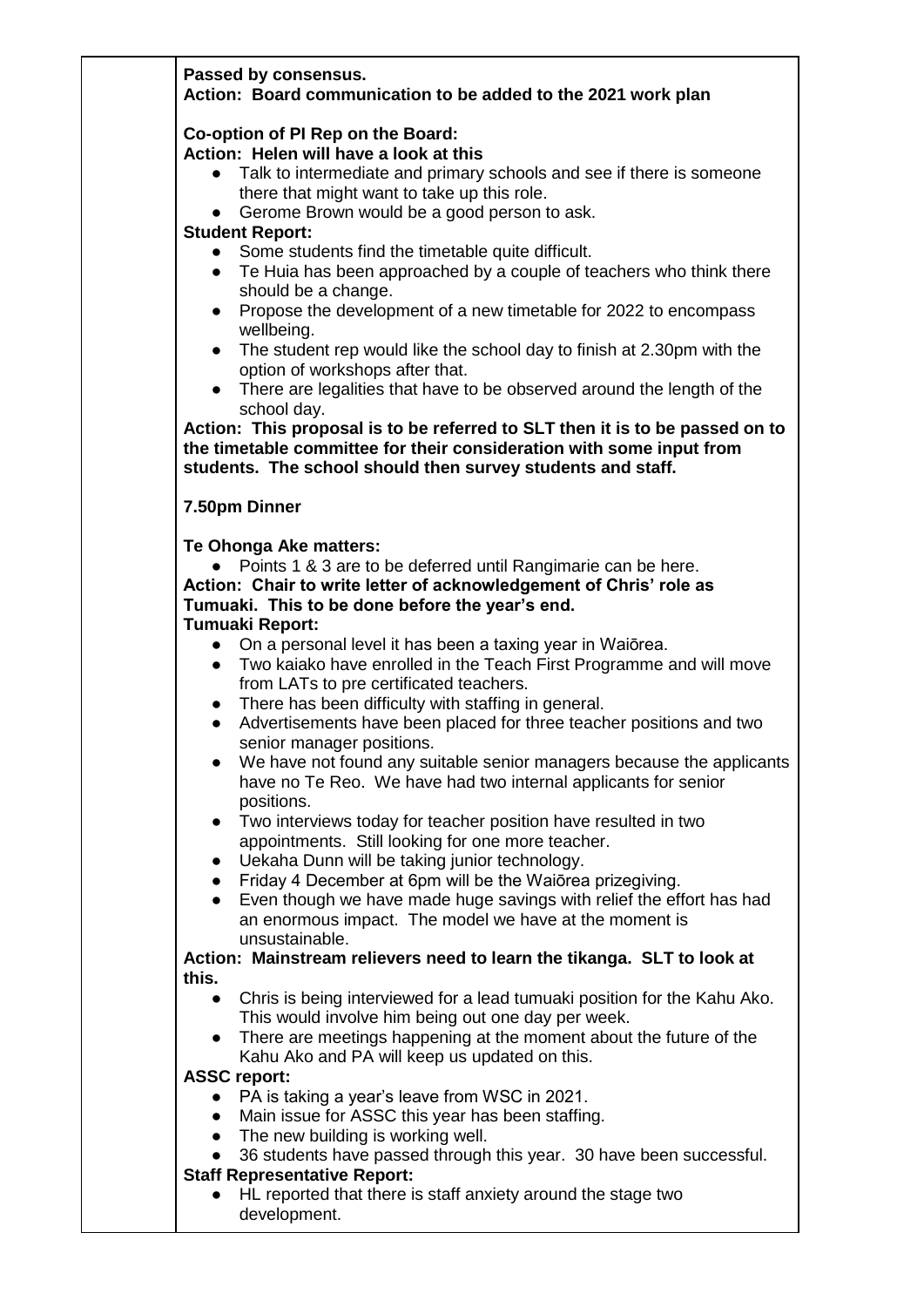**Passed by consensus.**
**Action: Board communication to be added to the 2021 work plan**

**Co-option of PI Rep on the Board:**
**Action: Helen will have a look at this**

- Talk to intermediate and primary schools and see if there is someone there that might want to take up this role.
- Gerome Brown would be a good person to ask.

**Student Report:**

- Some students find the timetable quite difficult.
- Te Huia has been approached by a couple of teachers who think there should be a change.
- Propose the development of a new timetable for 2022 to encompass wellbeing.
- The student rep would like the school day to finish at 2.30pm with the option of workshops after that.
- There are legalities that have to be observed around the length of the school day.

**Action: This proposal is to be referred to SLT then it is to be passed on to the timetable committee for their consideration with some input from students. The school should then survey students and staff.**

**7.50pm Dinner**

**Te Ohonga Ake matters:**

- Points 1 & 3 are to be deferred until Rangimarie can be here.

**Action: Chair to write letter of acknowledgement of Chris' role as Tumuaki. This to be done before the year's end.**

**Tumuaki Report:**

- On a personal level it has been a taxing year in Waiōrea.
- Two kaiako have enrolled in the Teach First Programme and will move from LATs to pre certificated teachers.
- There has been difficulty with staffing in general.
- Advertisements have been placed for three teacher positions and two senior manager positions.
- We have not found any suitable senior managers because the applicants have no Te Reo. We have had two internal applicants for senior positions.
- Two interviews today for teacher position have resulted in two appointments. Still looking for one more teacher.
- Uekaha Dunn will be taking junior technology.
- Friday 4 December at 6pm will be the Waiōrea prizegiving.
- Even though we have made huge savings with relief the effort has had an enormous impact. The model we have at the moment is unsustainable.

**Action: Mainstream relievers need to learn the tikanga. SLT to look at this.**

- Chris is being interviewed for a lead tumuaki position for the Kahu Ako. This would involve him being out one day per week.
- There are meetings happening at the moment about the future of the Kahu Ako and PA will keep us updated on this.

**ASSC report:**

- PA is taking a year's leave from WSC in 2021.
- Main issue for ASSC this year has been staffing.
- The new building is working well.
- 36 students have passed through this year. 30 have been successful.

**Staff Representative Report:**

- HL reported that there is staff anxiety around the stage two development.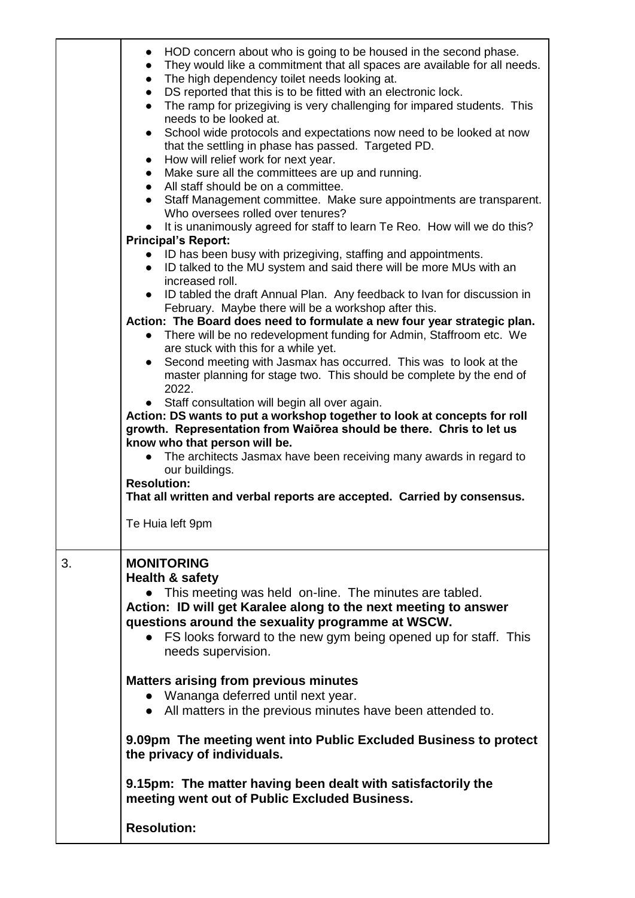| | |
|---|---|
| | • HOD concern about who is going to be housed in the second phase.<br>• They would like a commitment that all spaces are available for all needs.<br>• The high dependency toilet needs looking at.<br>• DS reported that this is to be fitted with an electronic lock.<br>• The ramp for prizegiving is very challenging for impared students. This needs to be looked at.<br>• School wide protocols and expectations now need to be looked at now that the settling in phase has passed. Targeted PD.<br>• How will relief work for next year.<br>• Make sure all the committees are up and running.<br>• All staff should be on a committee.<br>• Staff Management committee. Make sure appointments are transparent. Who oversees rolled over tenures?<br>• It is unanimously agreed for staff to learn Te Reo. How will we do this?<br>**Principal's Report:**<br>• ID has been busy with prizegiving, staffing and appointments.<br>• ID talked to the MU system and said there will be more MUs with an increased roll.<br>• ID tabled the draft Annual Plan. Any feedback to Ivan for discussion in February. Maybe there will be a workshop after this.<br>**Action: The Board does need to formulate a new four year strategic plan.**<br>• There will be no redevelopment funding for Admin, Staffroom etc. We are stuck with this for a while yet.<br>• Second meeting with Jasmax has occurred. This was to look at the master planning for stage two. This should be complete by the end of 2022.<br>• Staff consultation will begin all over again.<br>**Action: DS wants to put a workshop together to look at concepts for roll growth. Representation from Waiōrea should be there. Chris to let us know who that person will be.**<br>• The architects Jasmax have been receiving many awards in regard to our buildings.<br>**Resolution:**<br>**That all written and verbal reports are accepted. Carried by consensus.**<br><br>Te Huia left 9pm |
| 3. | **MONITORING**<br>**Health & safety**<br>• This meeting was held on-line. The minutes are tabled.<br>**Action: ID will get Karalee along to the next meeting to answer questions around the sexuality programme at WSCW.**<br>• FS looks forward to the new gym being opened up for staff. This needs supervision.<br><br>**Matters arising from previous minutes**<br>• Wananga deferred until next year.<br>• All matters in the previous minutes have been attended to.<br><br>**9.09pm The meeting went into Public Excluded Business to protect the privacy of individuals.**<br><br>**9.15pm: The matter having been dealt with satisfactorily the meeting went out of Public Excluded Business.**<br><br>**Resolution:** |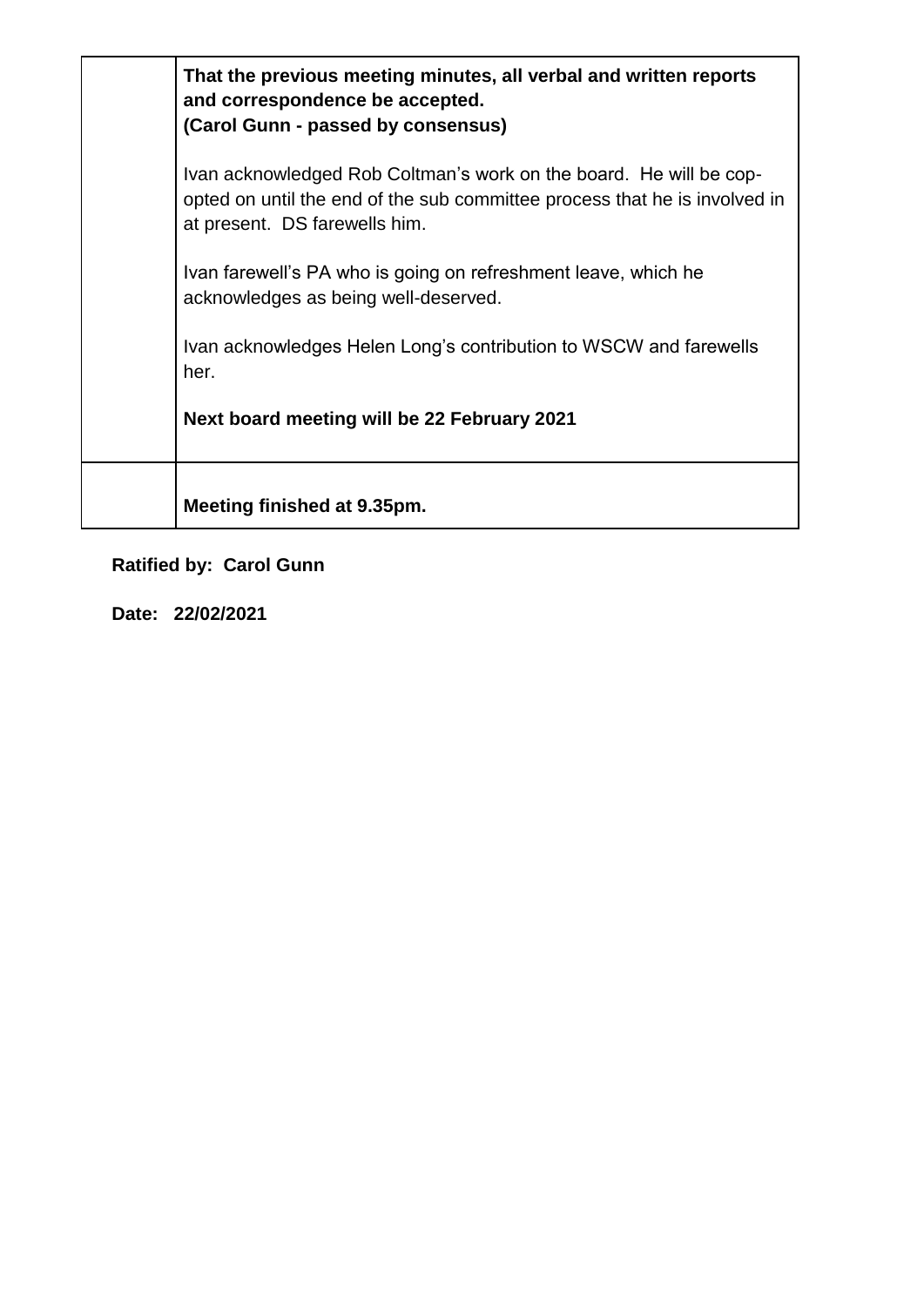| | |
|---|---|
| | **That the previous meeting minutes, all verbal and written reports and correspondence be accepted.**<br>**(Carol Gunn - passed by consensus)**<br><br>Ivan acknowledged Rob Coltman's work on the board. He will be cop-opted on until the end of the sub committee process that he is involved in at present. DS farewells him.<br><br>Ivan farewell's PA who is going on refreshment leave, which he acknowledges as being well-deserved.<br><br>Ivan acknowledges Helen Long's contribution to WSCW and farewells her.<br><br>**Next board meeting will be 22 February 2021** |
| | **Meeting finished at 9.35pm.** |

**Ratified by: Carol Gunn**

**Date: 22/02/2021**